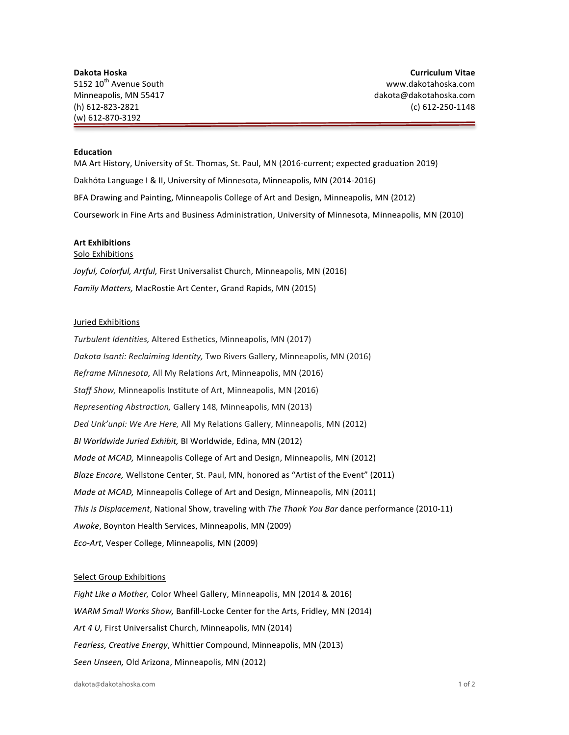**Dakota Hoska**
5152 10th Avenue South
Minneapolis, MN 55417
(h) 612-823-2821
(w) 612-870-3192

**Curriculum Vitae**
www.dakotahoska.com
dakota@dakotahoska.com
(c) 612-250-1148

---

## Education

MA Art History, University of St. Thomas, St. Paul, MN (2016-current; expected graduation 2019)

Dakhóta Language I & II, University of Minnesota, Minneapolis, MN (2014-2016)

BFA Drawing and Painting, Minneapolis College of Art and Design, Minneapolis, MN (2012)

Coursework in Fine Arts and Business Administration, University of Minnesota, Minneapolis, MN (2010)

## Art Exhibitions

### Solo Exhibitions

*Joyful, Colorful, Artful,* First Universalist Church, Minneapolis, MN (2016)

*Family Matters,* MacRostie Art Center, Grand Rapids, MN (2015)

### Juried Exhibitions

*Turbulent Identities,* Altered Esthetics, Minneapolis, MN (2017)

*Dakota Isanti: Reclaiming Identity,* Two Rivers Gallery, Minneapolis, MN (2016)

*Reframe Minnesota,* All My Relations Art, Minneapolis, MN (2016)

*Staff Show,* Minneapolis Institute of Art, Minneapolis, MN (2016)

*Representing Abstraction,* Gallery 148*,* Minneapolis, MN (2013)

*Ded Unk'unpi: We Are Here,* All My Relations Gallery, Minneapolis, MN (2012)

*BI Worldwide Juried Exhibit,* BI Worldwide, Edina, MN (2012)

*Made at MCAD,* Minneapolis College of Art and Design, Minneapolis, MN (2012)

*Blaze Encore,* Wellstone Center, St. Paul, MN, honored as "Artist of the Event" (2011)

*Made at MCAD,* Minneapolis College of Art and Design, Minneapolis, MN (2011)

*This is Displacement*, National Show, traveling with *The Thank You Bar* dance performance (2010-11)

*Awake*, Boynton Health Services, Minneapolis, MN (2009)

*Eco-Art*, Vesper College, Minneapolis, MN (2009)

### Select Group Exhibitions

*Fight Like a Mother,* Color Wheel Gallery, Minneapolis, MN (2014 & 2016)

*WARM Small Works Show,* Banfill-Locke Center for the Arts, Fridley, MN (2014)

*Art 4 U,* First Universalist Church, Minneapolis, MN (2014)

*Fearless, Creative Energy*, Whittier Compound, Minneapolis, MN (2013)

*Seen Unseen,* Old Arizona, Minneapolis, MN (2012)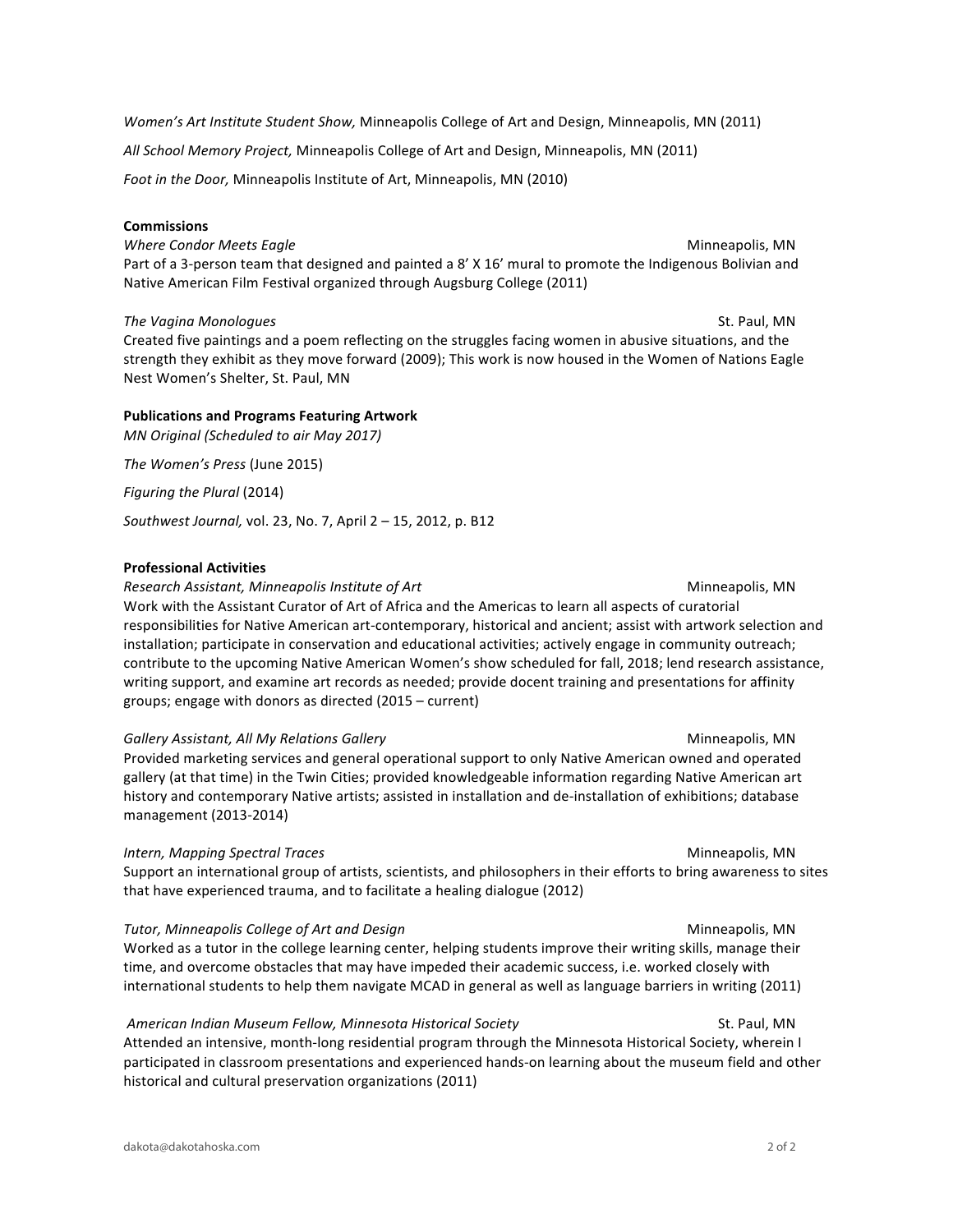*Women's Art Institute Student Show,* Minneapolis College of Art and Design, Minneapolis, MN (2011)

*All School Memory Project,* Minneapolis College of Art and Design, Minneapolis, MN (2011)

*Foot in the Door,* Minneapolis Institute of Art, Minneapolis, MN (2010)

**Commissions**

*Where Condor Meets Eagle* — Minneapolis, MN
Part of a 3-person team that designed and painted a 8' X 16' mural to promote the Indigenous Bolivian and Native American Film Festival organized through Augsburg College (2011)

*The Vagina Monologues* — St. Paul, MN
Created five paintings and a poem reflecting on the struggles facing women in abusive situations, and the strength they exhibit as they move forward (2009); This work is now housed in the Women of Nations Eagle Nest Women's Shelter, St. Paul, MN

**Publications and Programs Featuring Artwork**

*MN Original (Scheduled to air May 2017)*

*The Women's Press* (June 2015)

*Figuring the Plural* (2014)

*Southwest Journal,* vol. 23, No. 7, April 2 – 15, 2012, p. B12

**Professional Activities**

*Research Assistant, Minneapolis Institute of Art* — Minneapolis, MN
Work with the Assistant Curator of Art of Africa and the Americas to learn all aspects of curatorial responsibilities for Native American art-contemporary, historical and ancient; assist with artwork selection and installation; participate in conservation and educational activities; actively engage in community outreach; contribute to the upcoming Native American Women's show scheduled for fall, 2018; lend research assistance, writing support, and examine art records as needed; provide docent training and presentations for affinity groups; engage with donors as directed (2015 – current)

*Gallery Assistant, All My Relations Gallery* — Minneapolis, MN
Provided marketing services and general operational support to only Native American owned and operated gallery (at that time) in the Twin Cities; provided knowledgeable information regarding Native American art history and contemporary Native artists; assisted in installation and de-installation of exhibitions; database management (2013-2014)

*Intern, Mapping Spectral Traces* — Minneapolis, MN
Support an international group of artists, scientists, and philosophers in their efforts to bring awareness to sites that have experienced trauma, and to facilitate a healing dialogue (2012)

*Tutor, Minneapolis College of Art and Design* — Minneapolis, MN
Worked as a tutor in the college learning center, helping students improve their writing skills, manage their time, and overcome obstacles that may have impeded their academic success, i.e. worked closely with international students to help them navigate MCAD in general as well as language barriers in writing (2011)

*American Indian Museum Fellow, Minnesota Historical Society* — St. Paul, MN
Attended an intensive, month-long residential program through the Minnesota Historical Society, wherein I participated in classroom presentations and experienced hands-on learning about the museum field and other historical and cultural preservation organizations (2011)

dakota@dakotahoska.com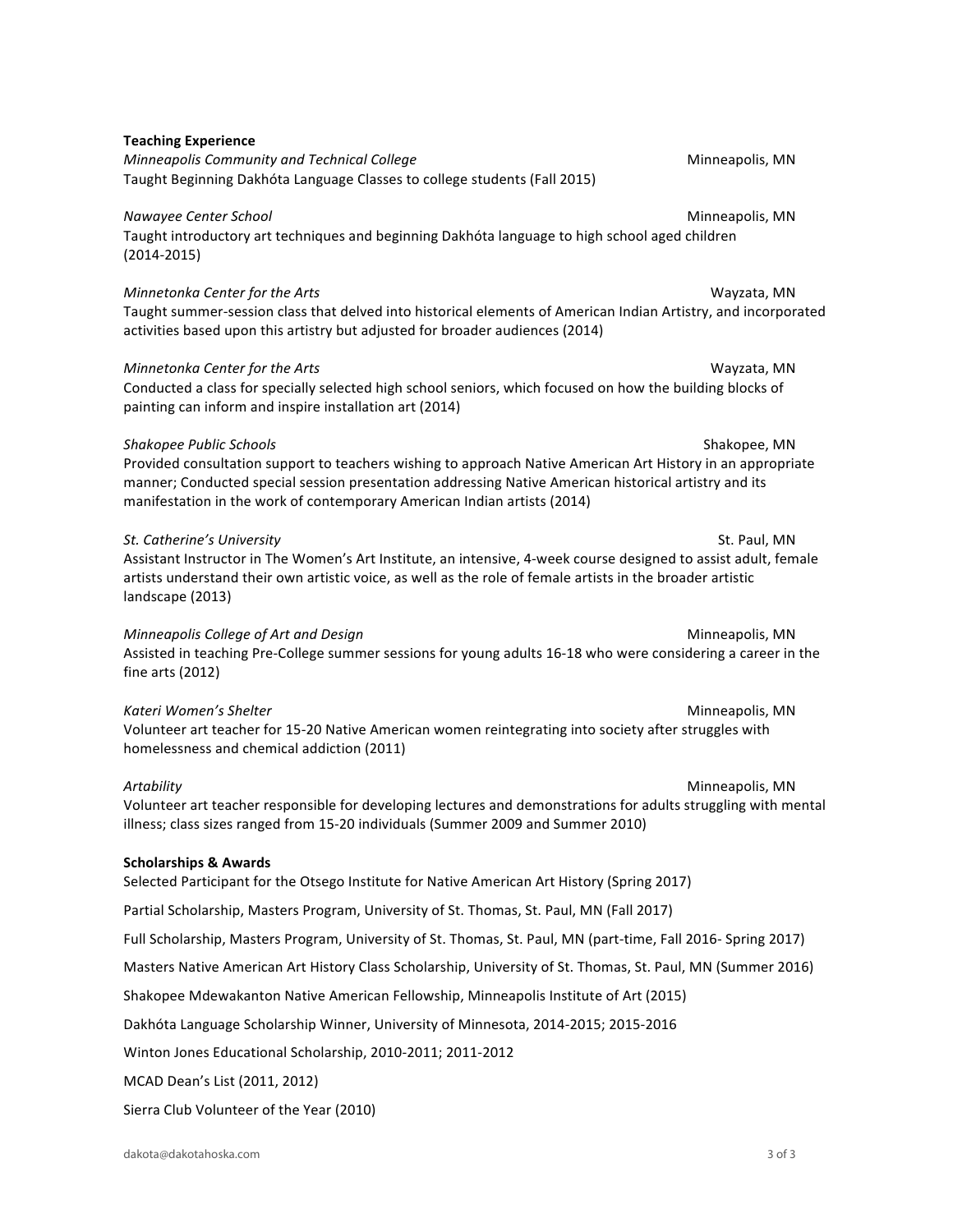## Teaching Experience

*Minneapolis Community and Technical College* — Minneapolis, MN
Taught Beginning Dakhóta Language Classes to college students (Fall 2015)

*Nawayee Center School* — Minneapolis, MN
Taught introductory art techniques and beginning Dakhóta language to high school aged children (2014-2015)

*Minnetonka Center for the Arts* — Wayzata, MN
Taught summer-session class that delved into historical elements of American Indian Artistry, and incorporated activities based upon this artistry but adjusted for broader audiences (2014)

*Minnetonka Center for the Arts* — Wayzata, MN
Conducted a class for specially selected high school seniors, which focused on how the building blocks of painting can inform and inspire installation art (2014)

*Shakopee Public Schools* — Shakopee, MN
Provided consultation support to teachers wishing to approach Native American Art History in an appropriate manner; Conducted special session presentation addressing Native American historical artistry and its manifestation in the work of contemporary American Indian artists (2014)

*St. Catherine's University* — St. Paul, MN
Assistant Instructor in The Women's Art Institute, an intensive, 4-week course designed to assist adult, female artists understand their own artistic voice, as well as the role of female artists in the broader artistic landscape (2013)

*Minneapolis College of Art and Design* — Minneapolis, MN
Assisted in teaching Pre-College summer sessions for young adults 16-18 who were considering a career in the fine arts (2012)

*Kateri Women's Shelter* — Minneapolis, MN
Volunteer art teacher for 15-20 Native American women reintegrating into society after struggles with homelessness and chemical addiction (2011)

*Artability* — Minneapolis, MN
Volunteer art teacher responsible for developing lectures and demonstrations for adults struggling with mental illness; class sizes ranged from 15-20 individuals (Summer 2009 and Summer 2010)

## Scholarships & Awards

Selected Participant for the Otsego Institute for Native American Art History (Spring 2017)

Partial Scholarship, Masters Program, University of St. Thomas, St. Paul, MN (Fall 2017)

Full Scholarship, Masters Program, University of St. Thomas, St. Paul, MN (part-time, Fall 2016- Spring 2017)

Masters Native American Art History Class Scholarship, University of St. Thomas, St. Paul, MN (Summer 2016)

Shakopee Mdewakanton Native American Fellowship, Minneapolis Institute of Art (2015)

Dakhóta Language Scholarship Winner, University of Minnesota, 2014-2015; 2015-2016

Winton Jones Educational Scholarship, 2010-2011; 2011-2012

MCAD Dean's List (2011, 2012)

Sierra Club Volunteer of the Year (2010)